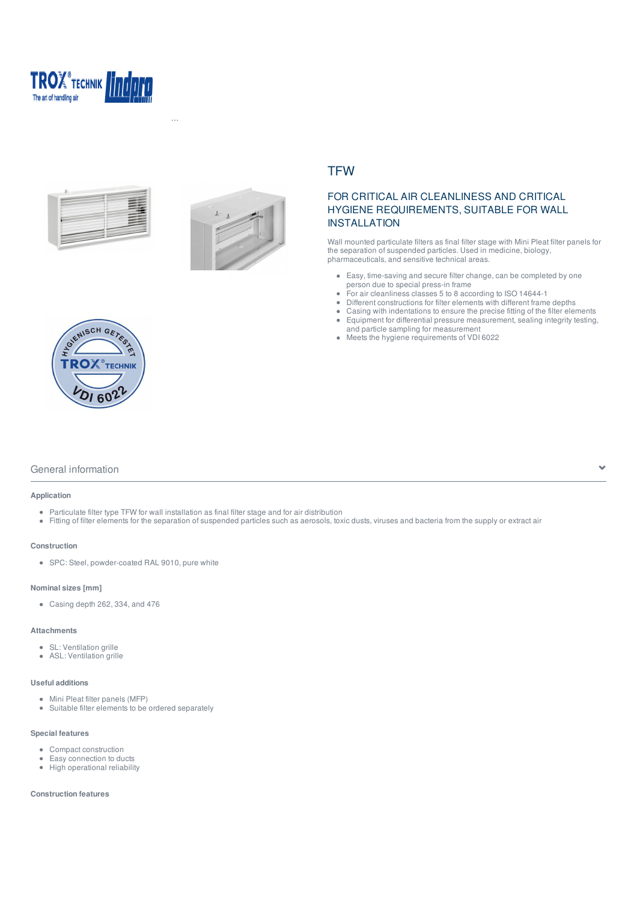...

# TFW

## FOR CRITICAL AIR CLEANLINESS AND CRITICAL HYGIENE REQUIREMENTS, SUITABLE FOR WALL INSTALLATION

Wall mounted particulate filters as final filter stage with Mini Pleat filter panels for the separation of suspended particles. Used in medicine, biology, pharmaceuticals, and sensitive technical areas.

- Easy, time-saving and secure filter change, can be completed by one person due to special press-in frame
- For air cleanliness classes 5 to 8 according to ISO 14644-1
- Different constructions for filter elements with different frame depths
- Casing with indentations to ensure the precise fitting of the filter elements
- Equipment for differential pressure measurement, sealing integrity testing, and particle sampling for measurement
- Meets the hygiene requirements of VDI 6022

## General information

### Application

- Particulate filter type TFW for wall installation as final filter stage and for air distribution
- Fitting of filter elements for the separation of suspended particles such as aerosols, toxic dusts, viruses and bacteria from the supply or extract air

### Construction

- SPC: Steel, powder-coated RAL 9010, pure white

### Nominal sizes [mm]

- Casing depth 262, 334, and 476

### Attachments

- SL: Ventilation grille
- ASL: Ventilation grille

### Useful additions

- Mini Pleat filter panels (MFP)
- Suitable filter elements to be ordered separately

### Special features

- Compact construction
- Easy connection to ducts
- High operational reliability

### Construction features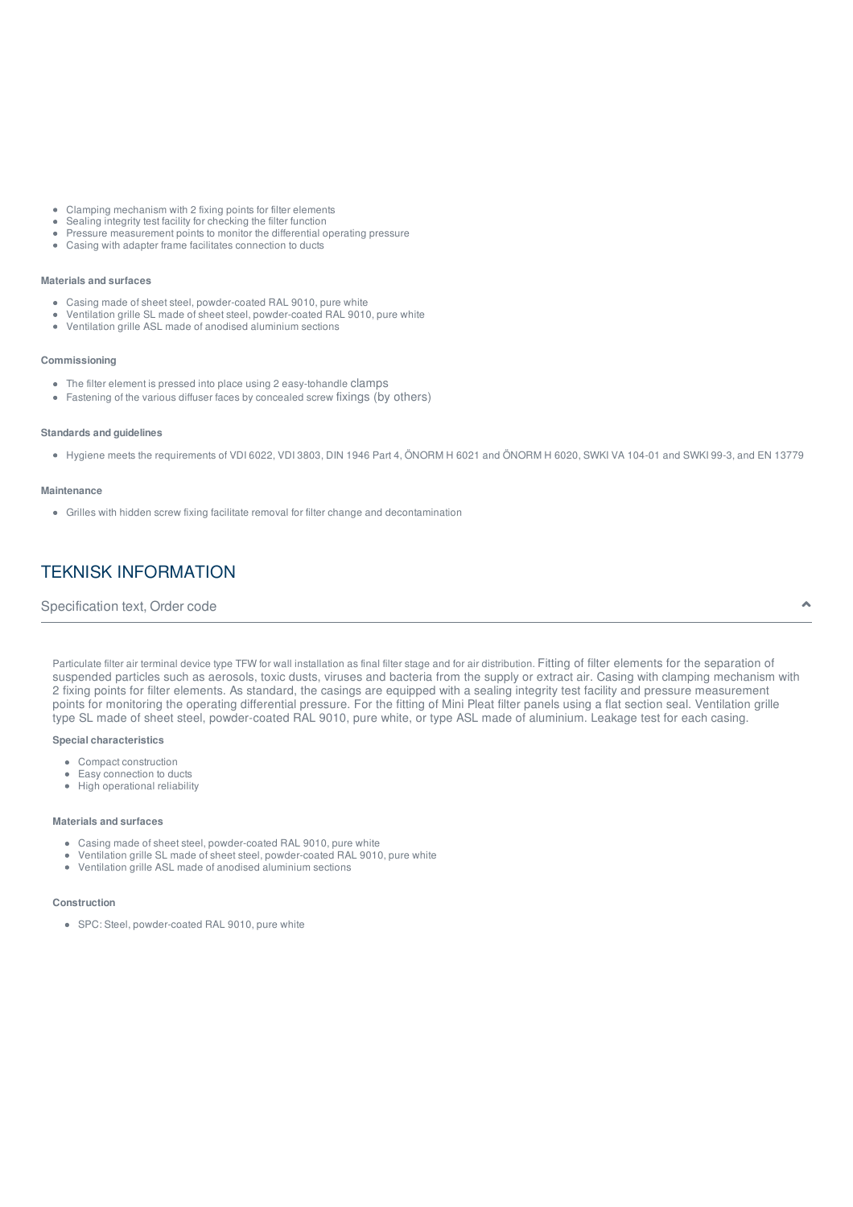- Clamping mechanism with 2 fixing points for filter elements
- Sealing integrity test facility for checking the filter function
- Pressure measurement points to monitor the differential operating pressure
- Casing with adapter frame facilitates connection to ducts

**Materials and surfaces**

- Casing made of sheet steel, powder-coated RAL 9010, pure white
- Ventilation grille SL made of sheet steel, powder-coated RAL 9010, pure white
- Ventilation grille ASL made of anodised aluminium sections

**Commissioning**

- The filter element is pressed into place using 2 easy-tohandle clamps
- Fastening of the various diffuser faces by concealed screw fixings (by others)

**Standards and guidelines**

- Hygiene meets the requirements of VDI 6022, VDI 3803, DIN 1946 Part 4, ÖNORM H 6021 and ÖNORM H 6020, SWKI VA 104-01 and SWKI 99-3, and EN 13779

**Maintenance**

- Grilles with hidden screw fixing facilitate removal for filter change and decontamination

## TEKNISK INFORMATION

### Specification text, Order code

Particulate filter air terminal device type TFW for wall installation as final filter stage and for air distribution. Fitting of filter elements for the separation of suspended particles such as aerosols, toxic dusts, viruses and bacteria from the supply or extract air. Casing with clamping mechanism with 2 fixing points for filter elements. As standard, the casings are equipped with a sealing integrity test facility and pressure measurement points for monitoring the operating differential pressure. For the fitting of Mini Pleat filter panels using a flat section seal. Ventilation grille type SL made of sheet steel, powder-coated RAL 9010, pure white, or type ASL made of aluminium. Leakage test for each casing.

**Special characteristics**

- Compact construction
- Easy connection to ducts
- High operational reliability

**Materials and surfaces**

- Casing made of sheet steel, powder-coated RAL 9010, pure white
- Ventilation grille SL made of sheet steel, powder-coated RAL 9010, pure white
- Ventilation grille ASL made of anodised aluminium sections

**Construction**

- SPC: Steel, powder-coated RAL 9010, pure white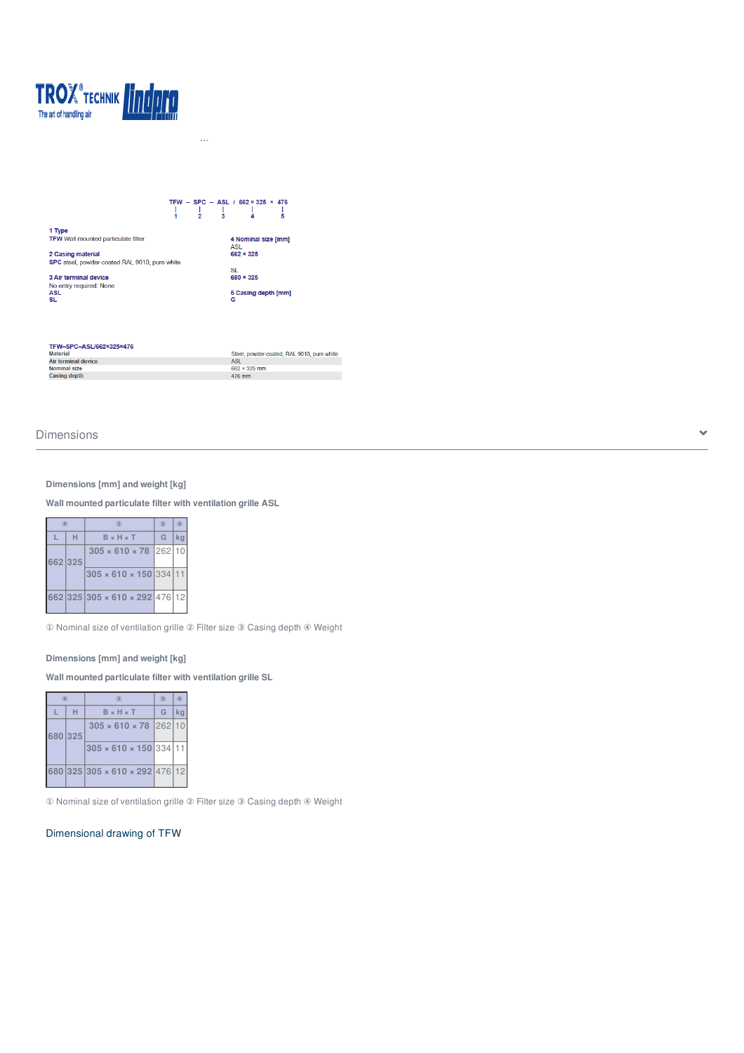TROX® TECHNIK The art of handling air lindpro

...

TFW – SPC – ASL / 662 × 325 × 476
1 2 3 4 5

**1 Type**
TFW Wall mounted particulate filter

**2 Casing material**
SPC steel, powder-coated RAL 9010, pure white

**3 Air terminal device**
No entry required: None
ASL
SL

**4 Nominal size [mm]**
ASL
662 × 325

SL
680 × 325

**5 Casing depth [mm]**
G

**TFW–SPC–ASL/662×325×476**

| | |
|---|---|
| Material | Steel, powder-coated, RAL 9010, pure white |
| Air terminal device | ASL |
| Nominal size | 662 × 325 mm |
| Casing depth | 476 mm |

## Dimensions

**Dimensions [mm] and weight [kg]**

**Wall mounted particulate filter with ventilation grille ASL**

| ① | | ② | ③ | ④ |
|---|---|---|---|---|
| L | H | B × H × T | G | kg |
| 662 | 325 | 305 × 610 × 78 | 262 | 10 |
| | | 305 × 610 × 150 | 334 | 11 |
| 662 | 325 | 305 × 610 × 292 | 476 | 12 |

① Nominal size of ventilation grille ② Filter size ③ Casing depth ④ Weight

**Dimensions [mm] and weight [kg]**

**Wall mounted particulate filter with ventilation grille SL**

| ① | | ② | ③ | ④ |
|---|---|---|---|---|
| L | H | B × H × T | G | kg |
| 680 | 325 | 305 × 610 × 78 | 262 | 10 |
| | | 305 × 610 × 150 | 334 | 11 |
| 680 | 325 | 305 × 610 × 292 | 476 | 12 |

① Nominal size of ventilation grille ② Filter size ③ Casing depth ④ Weight

Dimensional drawing of TFW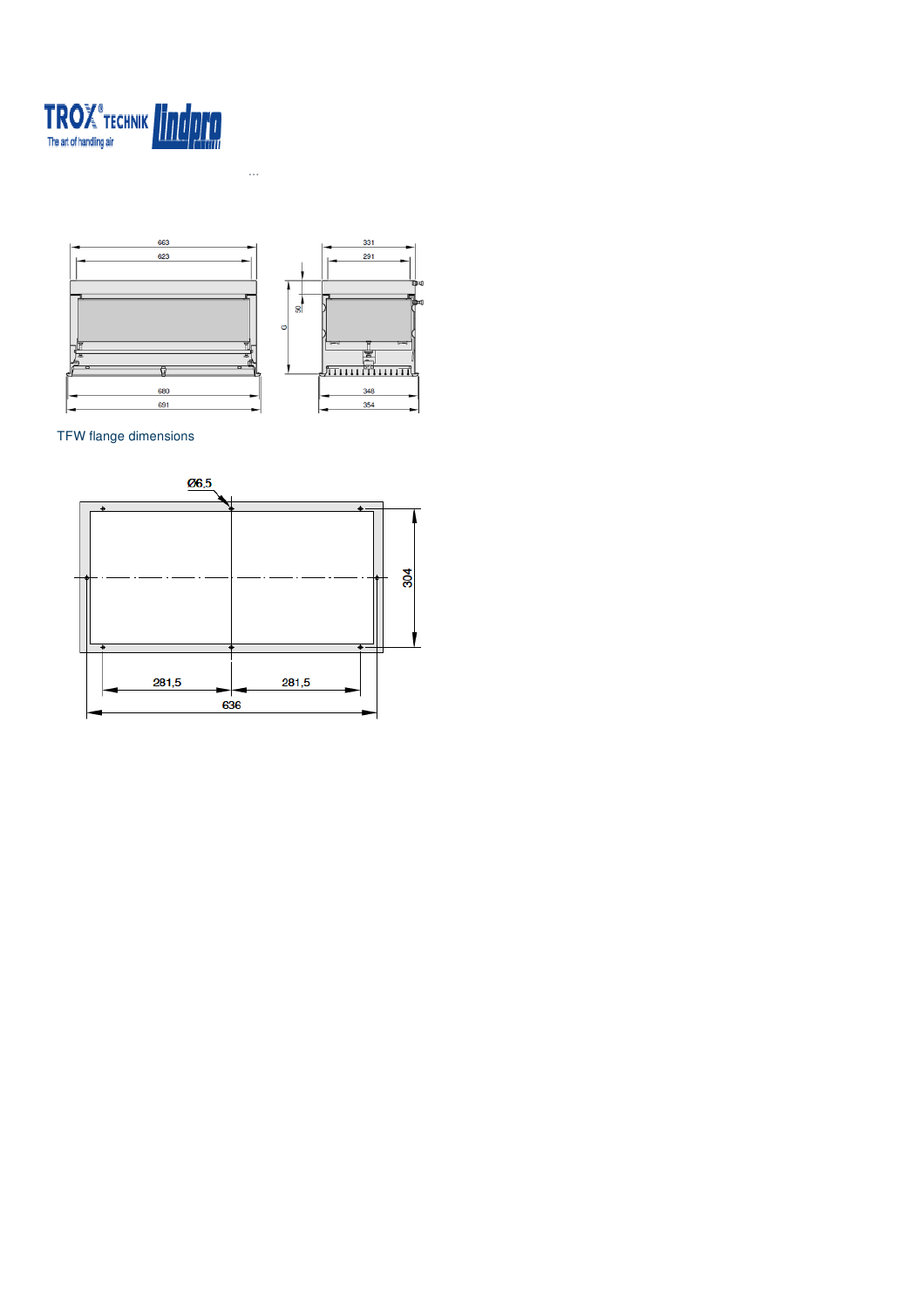663
623
331
291
50
G
680
691
348
354

TFW flange dimensions

Ø6,5
304
281,5
281,5
636